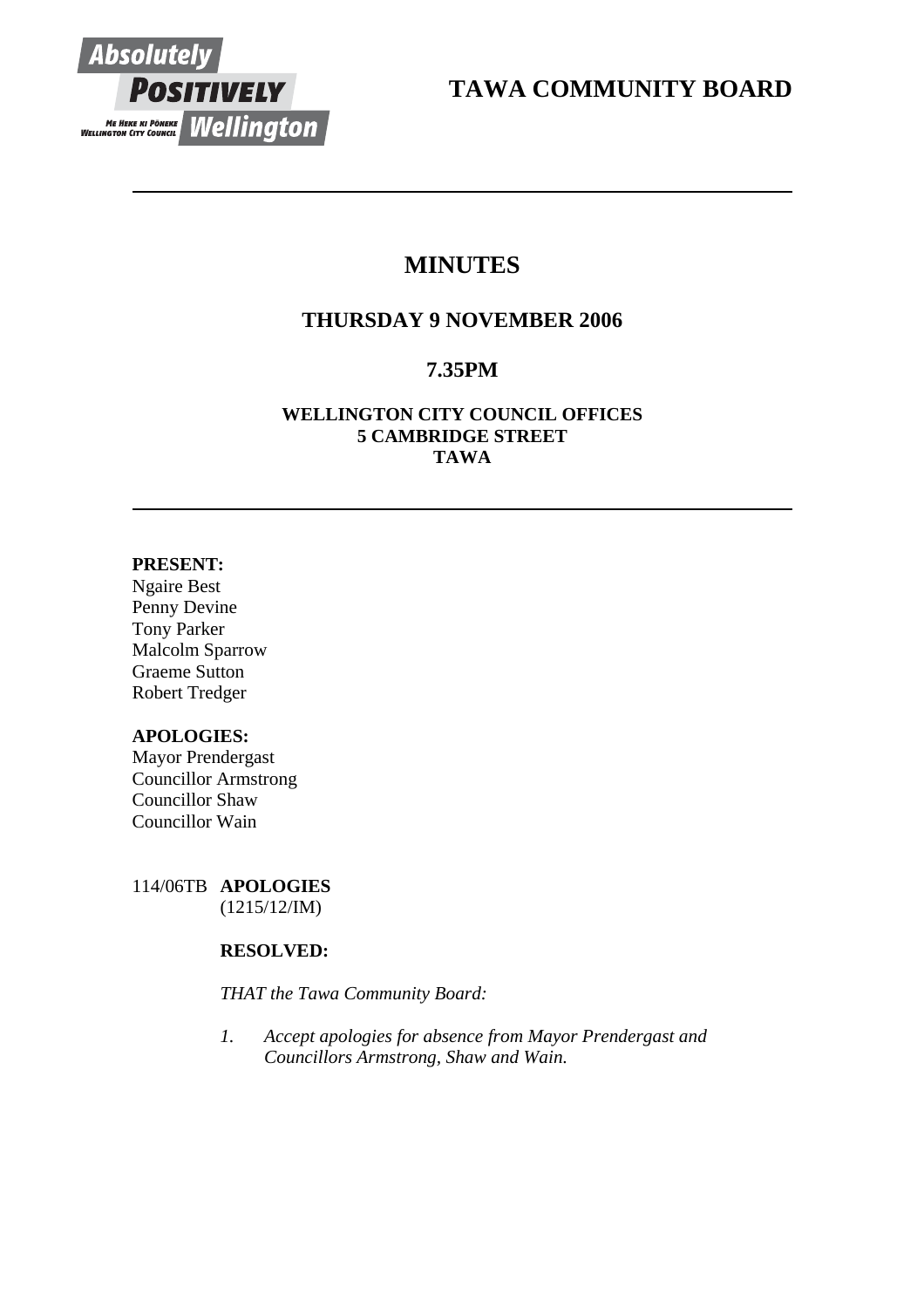# TAWA COMMUNITY BOARD

---

## MINUTES

### THURSDAY 9 NOVEMBER 2006

### 7.35PM

**WELLINGTON CITY COUNCIL OFFICES**
**5 CAMBRIDGE STREET**
**TAWA**

---

**PRESENT:**
Ngaire Best
Penny Devine
Tony Parker
Malcolm Sparrow
Graeme Sutton
Robert Tredger

**APOLOGIES:**
Mayor Prendergast
Councillor Armstrong
Councillor Shaw
Councillor Wain

114/06TB **APOLOGIES**
(1215/12/IM)

**RESOLVED:**

*THAT the Tawa Community Board:*

1. *Accept apologies for absence from Mayor Prendergast and Councillors Armstrong, Shaw and Wain.*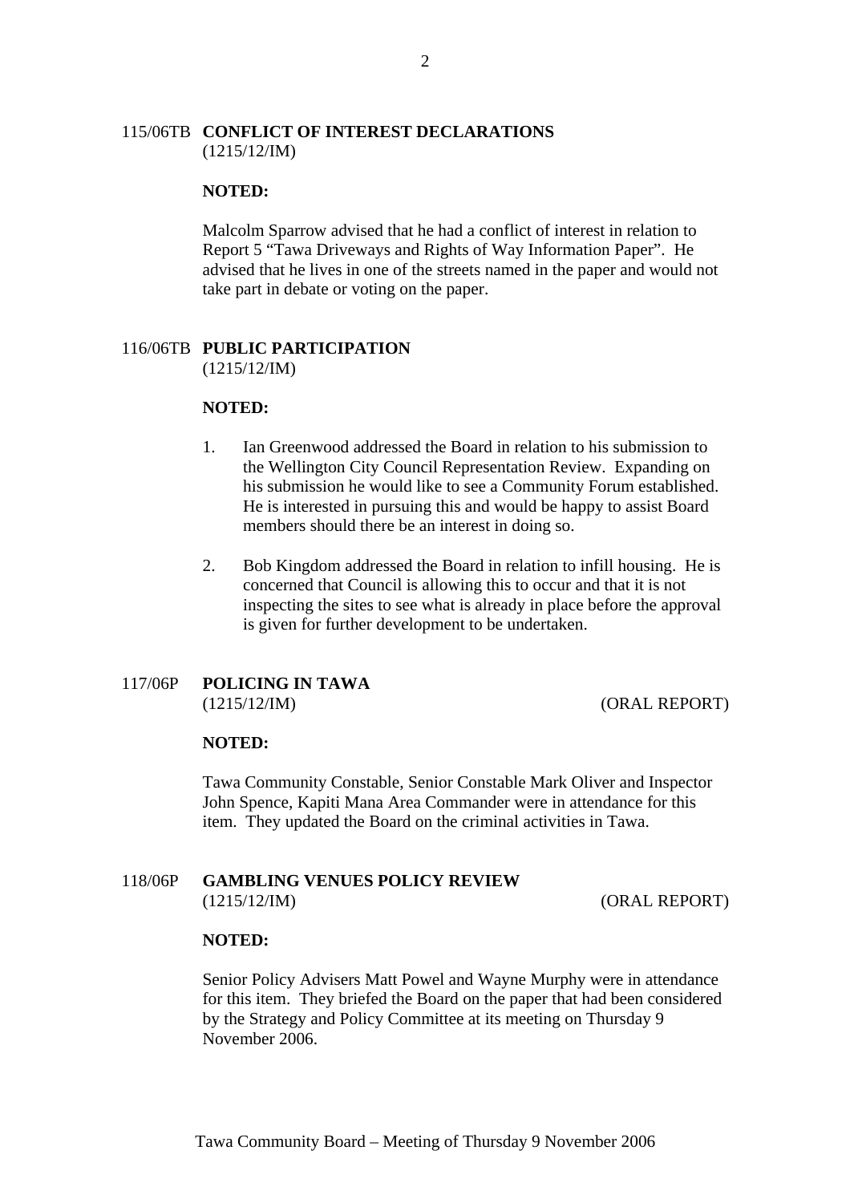## 115/06TB CONFLICT OF INTEREST DECLARATIONS
(1215/12/IM)

**NOTED:**

Malcolm Sparrow advised that he had a conflict of interest in relation to Report 5 "Tawa Driveways and Rights of Way Information Paper". He advised that he lives in one of the streets named in the paper and would not take part in debate or voting on the paper.

## 116/06TB PUBLIC PARTICIPATION
(1215/12/IM)

**NOTED:**

1. Ian Greenwood addressed the Board in relation to his submission to the Wellington City Council Representation Review. Expanding on his submission he would like to see a Community Forum established. He is interested in pursuing this and would be happy to assist Board members should there be an interest in doing so.

2. Bob Kingdom addressed the Board in relation to infill housing. He is concerned that Council is allowing this to occur and that it is not inspecting the sites to see what is already in place before the approval is given for further development to be undertaken.

## 117/06P POLICING IN TAWA
(1215/12/IM) (ORAL REPORT)

**NOTED:**

Tawa Community Constable, Senior Constable Mark Oliver and Inspector John Spence, Kapiti Mana Area Commander were in attendance for this item. They updated the Board on the criminal activities in Tawa.

## 118/06P GAMBLING VENUES POLICY REVIEW
(1215/12/IM) (ORAL REPORT)

**NOTED:**

Senior Policy Advisers Matt Powel and Wayne Murphy were in attendance for this item. They briefed the Board on the paper that had been considered by the Strategy and Policy Committee at its meeting on Thursday 9 November 2006.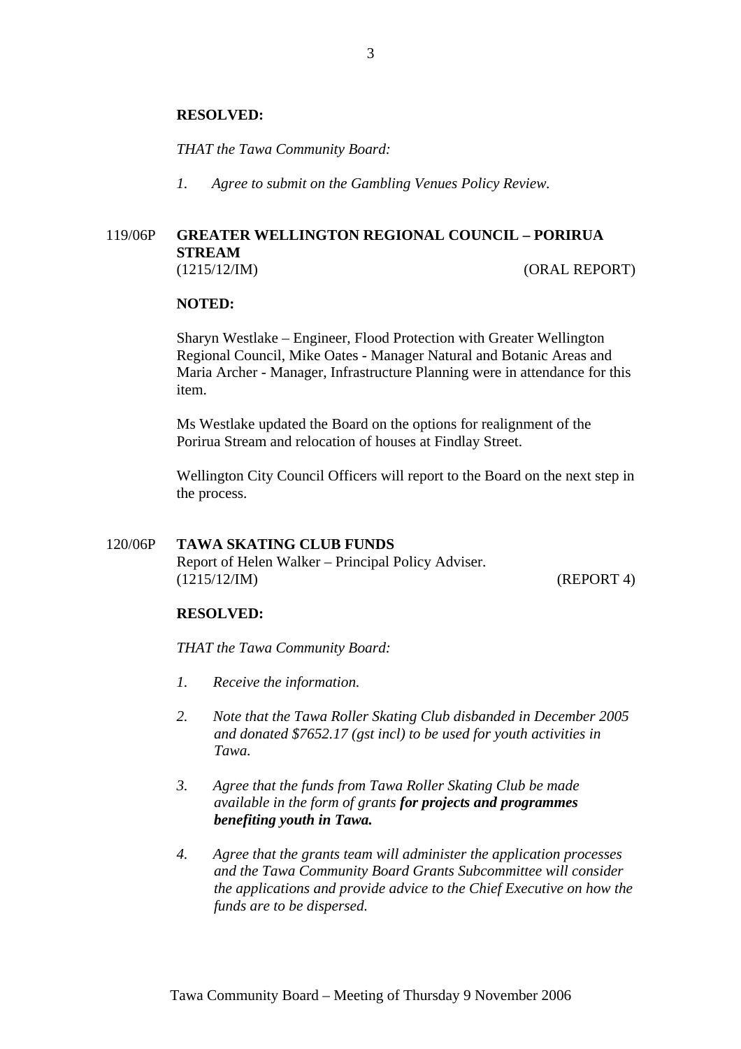**RESOLVED:**

*THAT the Tawa Community Board:*

1. *Agree to submit on the Gambling Venues Policy Review.*

119/06P **GREATER WELLINGTON REGIONAL COUNCIL – PORIRUA STREAM**
(1215/12/IM) (ORAL REPORT)

**NOTED:**

Sharyn Westlake – Engineer, Flood Protection with Greater Wellington Regional Council, Mike Oates - Manager Natural and Botanic Areas and Maria Archer - Manager, Infrastructure Planning were in attendance for this item.

Ms Westlake updated the Board on the options for realignment of the Porirua Stream and relocation of houses at Findlay Street.

Wellington City Council Officers will report to the Board on the next step in the process.

120/06P **TAWA SKATING CLUB FUNDS**
Report of Helen Walker – Principal Policy Adviser.
(1215/12/IM) (REPORT 4)

**RESOLVED:**

*THAT the Tawa Community Board:*

1. *Receive the information.*

2. *Note that the Tawa Roller Skating Club disbanded in December 2005 and donated $7652.17 (gst incl) to be used for youth activities in Tawa.*

3. *Agree that the funds from Tawa Roller Skating Club be made available in the form of grants* ***for projects and programmes benefiting youth in Tawa.***

4. *Agree that the grants team will administer the application processes and the Tawa Community Board Grants Subcommittee will consider the applications and provide advice to the Chief Executive on how the funds are to be dispersed.*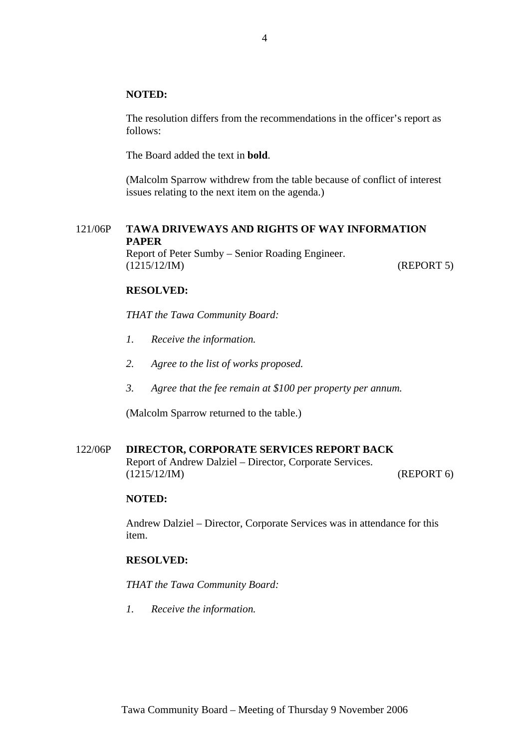**NOTED:**

The resolution differs from the recommendations in the officer's report as follows:

The Board added the text in **bold**.

(Malcolm Sparrow withdrew from the table because of conflict of interest issues relating to the next item on the agenda.)

121/06P **TAWA DRIVEWAYS AND RIGHTS OF WAY INFORMATION PAPER**
Report of Peter Sumby – Senior Roading Engineer.
(1215/12/IM) (REPORT 5)

**RESOLVED:**

*THAT the Tawa Community Board:*

1. *Receive the information.*

2. *Agree to the list of works proposed.*

3. *Agree that the fee remain at $100 per property per annum.*

(Malcolm Sparrow returned to the table.)

122/06P **DIRECTOR, CORPORATE SERVICES REPORT BACK**
Report of Andrew Dalziel – Director, Corporate Services.
(1215/12/IM) (REPORT 6)

**NOTED:**

Andrew Dalziel – Director, Corporate Services was in attendance for this item.

**RESOLVED:**

*THAT the Tawa Community Board:*

1. *Receive the information.*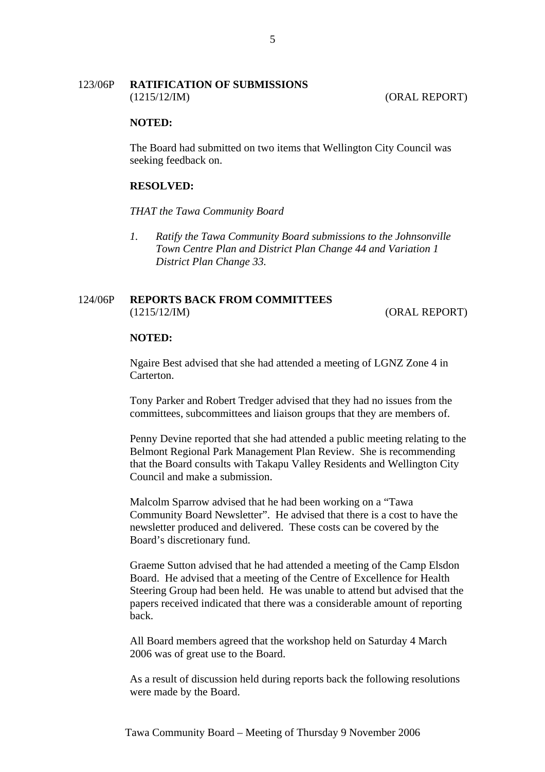## 123/06P RATIFICATION OF SUBMISSIONS

(1215/12/IM) (ORAL REPORT)

**NOTED:**

The Board had submitted on two items that Wellington City Council was seeking feedback on.

**RESOLVED:**

*THAT the Tawa Community Board*

1. *Ratify the Tawa Community Board submissions to the Johnsonville Town Centre Plan and District Plan Change 44 and Variation 1 District Plan Change 33.*

## 124/06P REPORTS BACK FROM COMMITTEES

(1215/12/IM) (ORAL REPORT)

**NOTED:**

Ngaire Best advised that she had attended a meeting of LGNZ Zone 4 in Carterton.

Tony Parker and Robert Tredger advised that they had no issues from the committees, subcommittees and liaison groups that they are members of.

Penny Devine reported that she had attended a public meeting relating to the Belmont Regional Park Management Plan Review. She is recommending that the Board consults with Takapu Valley Residents and Wellington City Council and make a submission.

Malcolm Sparrow advised that he had been working on a "Tawa Community Board Newsletter". He advised that there is a cost to have the newsletter produced and delivered. These costs can be covered by the Board's discretionary fund.

Graeme Sutton advised that he had attended a meeting of the Camp Elsdon Board. He advised that a meeting of the Centre of Excellence for Health Steering Group had been held. He was unable to attend but advised that the papers received indicated that there was a considerable amount of reporting back.

All Board members agreed that the workshop held on Saturday 4 March 2006 was of great use to the Board.

As a result of discussion held during reports back the following resolutions were made by the Board.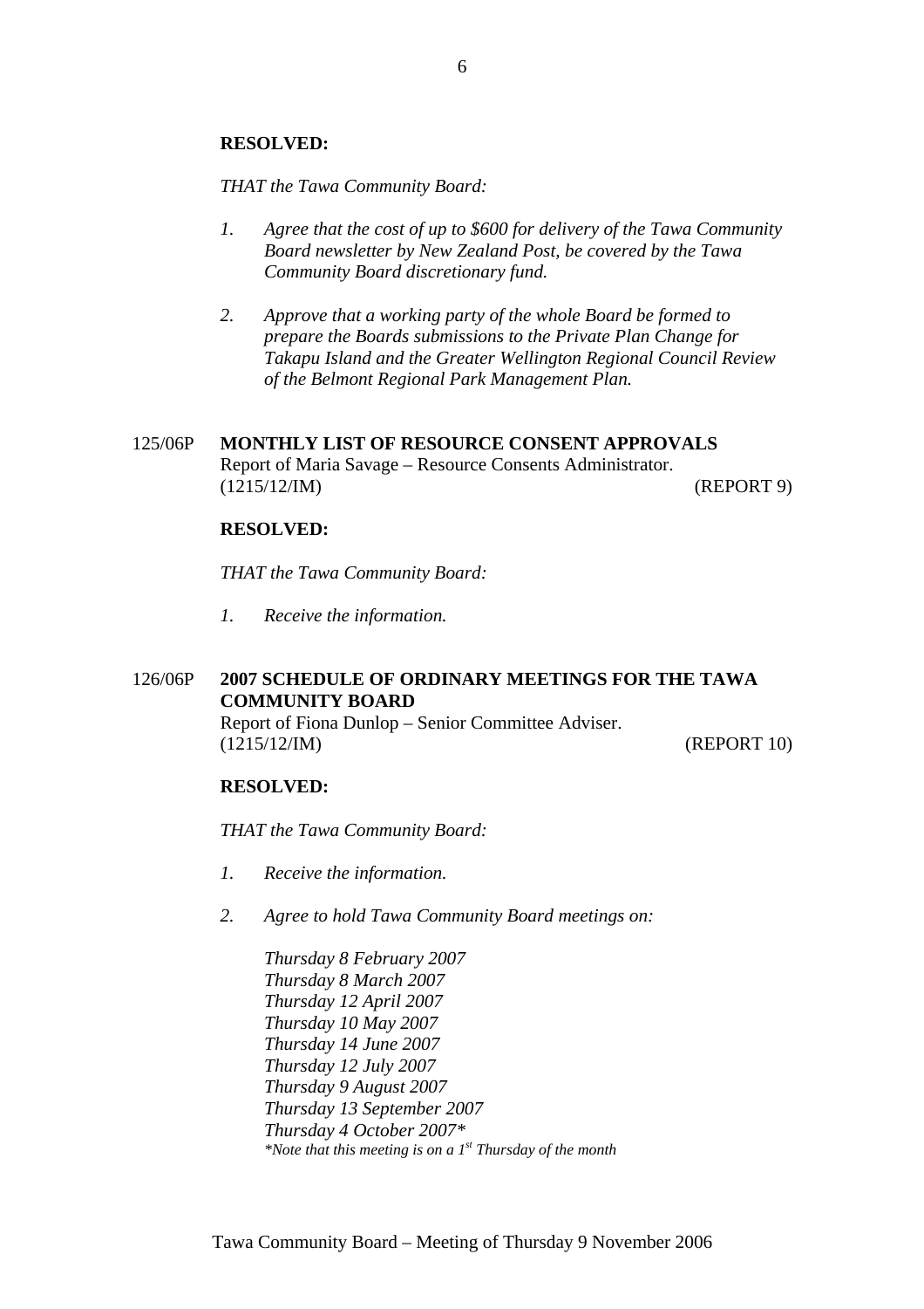**RESOLVED:**

*THAT the Tawa Community Board:*

1. *Agree that the cost of up to $600 for delivery of the Tawa Community Board newsletter by New Zealand Post, be covered by the Tawa Community Board discretionary fund.*

2. *Approve that a working party of the whole Board be formed to prepare the Boards submissions to the Private Plan Change for Takapu Island and the Greater Wellington Regional Council Review of the Belmont Regional Park Management Plan.*

125/06P **MONTHLY LIST OF RESOURCE CONSENT APPROVALS**
Report of Maria Savage – Resource Consents Administrator.
(1215/12/IM) (REPORT 9)

**RESOLVED:**

*THAT the Tawa Community Board:*

1. *Receive the information.*

126/06P **2007 SCHEDULE OF ORDINARY MEETINGS FOR THE TAWA COMMUNITY BOARD**
Report of Fiona Dunlop – Senior Committee Adviser.
(1215/12/IM) (REPORT 10)

**RESOLVED:**

*THAT the Tawa Community Board:*

1. *Receive the information.*

2. *Agree to hold Tawa Community Board meetings on:*

   *Thursday 8 February 2007*
   *Thursday 8 March 2007*
   *Thursday 12 April 2007*
   *Thursday 10 May 2007*
   *Thursday 14 June 2007*
   *Thursday 12 July 2007*
   *Thursday 9 August 2007*
   *Thursday 13 September 2007*
   *Thursday 4 October 2007**
   **Note that this meeting is on a 1st Thursday of the month*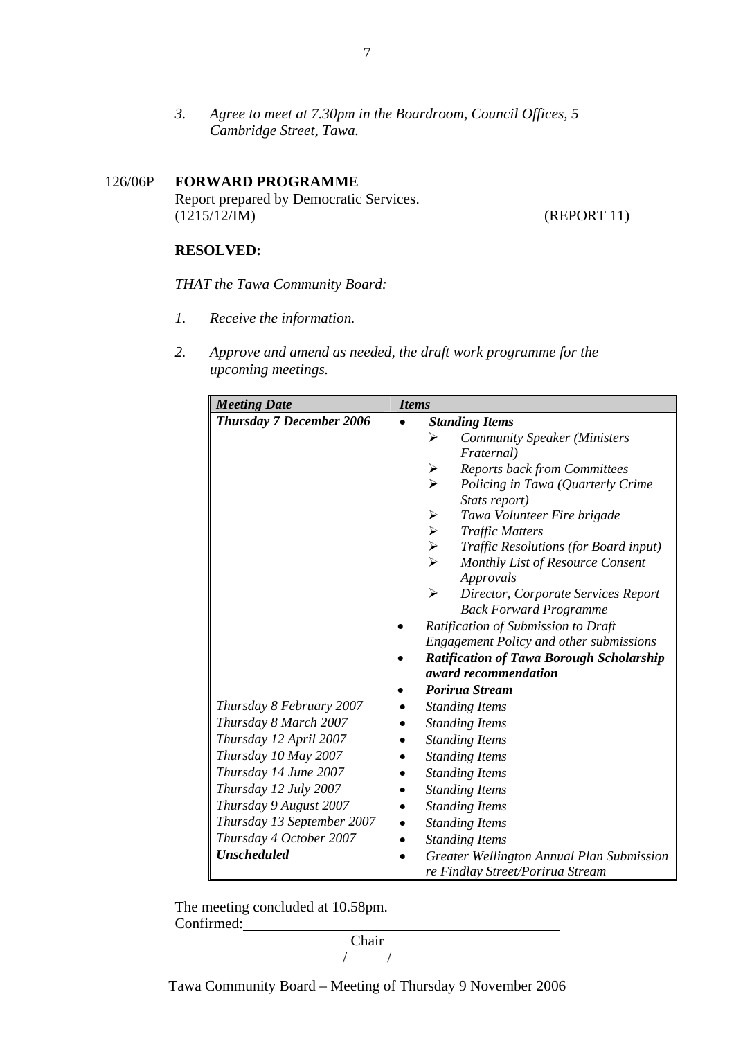3. *Agree to meet at 7.30pm in the Boardroom, Council Offices, 5 Cambridge Street, Tawa.*

126/06P **FORWARD PROGRAMME**

Report prepared by Democratic Services.
(1215/12/IM) (REPORT 11)

**RESOLVED:**

*THAT the Tawa Community Board:*

1. *Receive the information.*

2. *Approve and amend as needed, the draft work programme for the upcoming meetings.*

| ***Meeting Date*** | ***Items*** |
|---|---|
| ***Thursday 7 December 2006*** | • ***Standing Items***<br>➢ *Community Speaker (Ministers Fraternal)*<br>➢ *Reports back from Committees*<br>➢ *Policing in Tawa (Quarterly Crime Stats report)*<br>➢ *Tawa Volunteer Fire brigade*<br>➢ *Traffic Matters*<br>➢ *Traffic Resolutions (for Board input)*<br>➢ *Monthly List of Resource Consent Approvals*<br>➢ *Director, Corporate Services Report Back Forward Programme*<br>• *Ratification of Submission to Draft Engagement Policy and other submissions*<br>• ***Ratification of Tawa Borough Scholarship award recommendation***<br>• ***Porirua Stream*** |
| *Thursday 8 February 2007* | • *Standing Items* |
| *Thursday 8 March 2007* | • *Standing Items* |
| *Thursday 12 April 2007* | • *Standing Items* |
| *Thursday 10 May 2007* | • *Standing Items* |
| *Thursday 14 June 2007* | • *Standing Items* |
| *Thursday 12 July 2007* | • *Standing Items* |
| *Thursday 9 August 2007* | • *Standing Items* |
| *Thursday 13 September 2007* | • *Standing Items* |
| *Thursday 4 October 2007* | • *Standing Items* |
| ***Unscheduled*** | • *Greater Wellington Annual Plan Submission re Findlay Street/Porirua Stream* |

The meeting concluded at 10.58pm.

Confirmed: ____________________________________

Chair

/ /